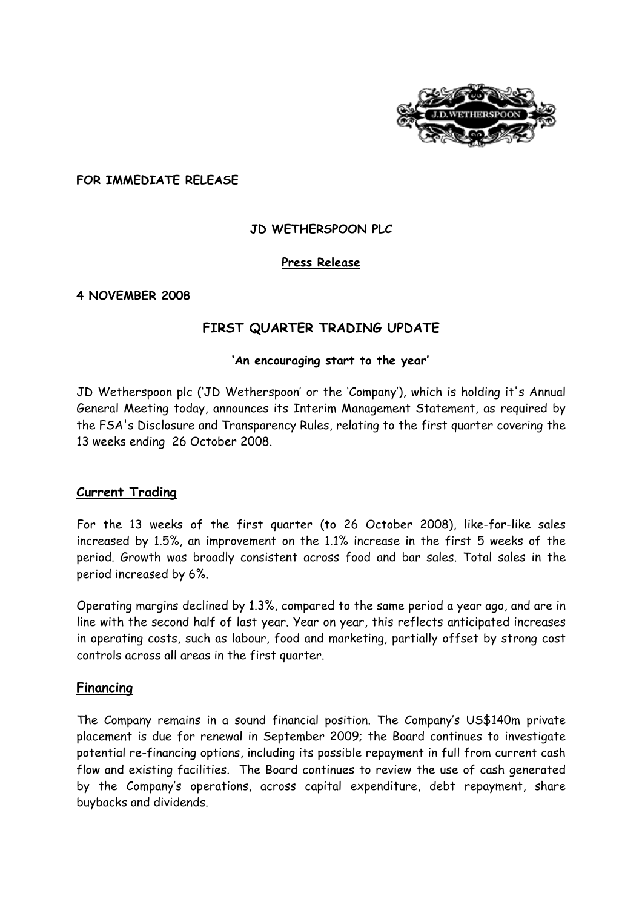**FOR IMMEDIATE RELEASE**

**JD WETHERSPOON PLC**

**Press Release**

**4 NOVEMBER 2008**

# FIRST QUARTER TRADING UPDATE

**'An encouraging start to the year'**

JD Wetherspoon plc ('JD Wetherspoon' or the 'Company'), which is holding it's Annual General Meeting today, announces its Interim Management Statement, as required by the FSA's Disclosure and Transparency Rules, relating to the first quarter covering the 13 weeks ending 26 October 2008.

## Current Trading

For the 13 weeks of the first quarter (to 26 October 2008), like-for-like sales increased by 1.5%, an improvement on the 1.1% increase in the first 5 weeks of the period. Growth was broadly consistent across food and bar sales. Total sales in the period increased by 6%.

Operating margins declined by 1.3%, compared to the same period a year ago, and are in line with the second half of last year. Year on year, this reflects anticipated increases in operating costs, such as labour, food and marketing, partially offset by strong cost controls across all areas in the first quarter.

## Financing

The Company remains in a sound financial position. The Company's US$140m private placement is due for renewal in September 2009; the Board continues to investigate potential re-financing options, including its possible repayment in full from current cash flow and existing facilities. The Board continues to review the use of cash generated by the Company's operations, across capital expenditure, debt repayment, share buybacks and dividends.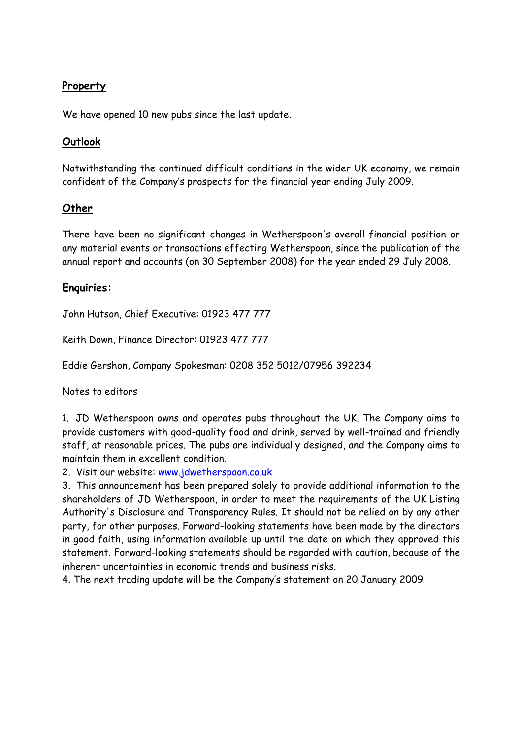## Property

We have opened 10 new pubs since the last update.

## Outlook

Notwithstanding the continued difficult conditions in the wider UK economy, we remain confident of the Company's prospects for the financial year ending July 2009.

## Other

There have been no significant changes in Wetherspoon's overall financial position or any material events or transactions effecting Wetherspoon, since the publication of the annual report and accounts (on 30 September 2008) for the year ended 29 July 2008.

**Enquiries:**

John Hutson, Chief Executive: 01923 477 777

Keith Down, Finance Director: 01923 477 777

Eddie Gershon, Company Spokesman: 0208 352 5012/07956 392234

Notes to editors

1. JD Wetherspoon owns and operates pubs throughout the UK. The Company aims to provide customers with good-quality food and drink, served by well-trained and friendly staff, at reasonable prices. The pubs are individually designed, and the Company aims to maintain them in excellent condition.
2. Visit our website: [www.jdwetherspoon.co.uk](http://www.jdwetherspoon.co.uk)
3. This announcement has been prepared solely to provide additional information to the shareholders of JD Wetherspoon, in order to meet the requirements of the UK Listing Authority's Disclosure and Transparency Rules. It should not be relied on by any other party, for other purposes. Forward-looking statements have been made by the directors in good faith, using information available up until the date on which they approved this statement. Forward-looking statements should be regarded with caution, because of the inherent uncertainties in economic trends and business risks.
4. The next trading update will be the Company's statement on 20 January 2009